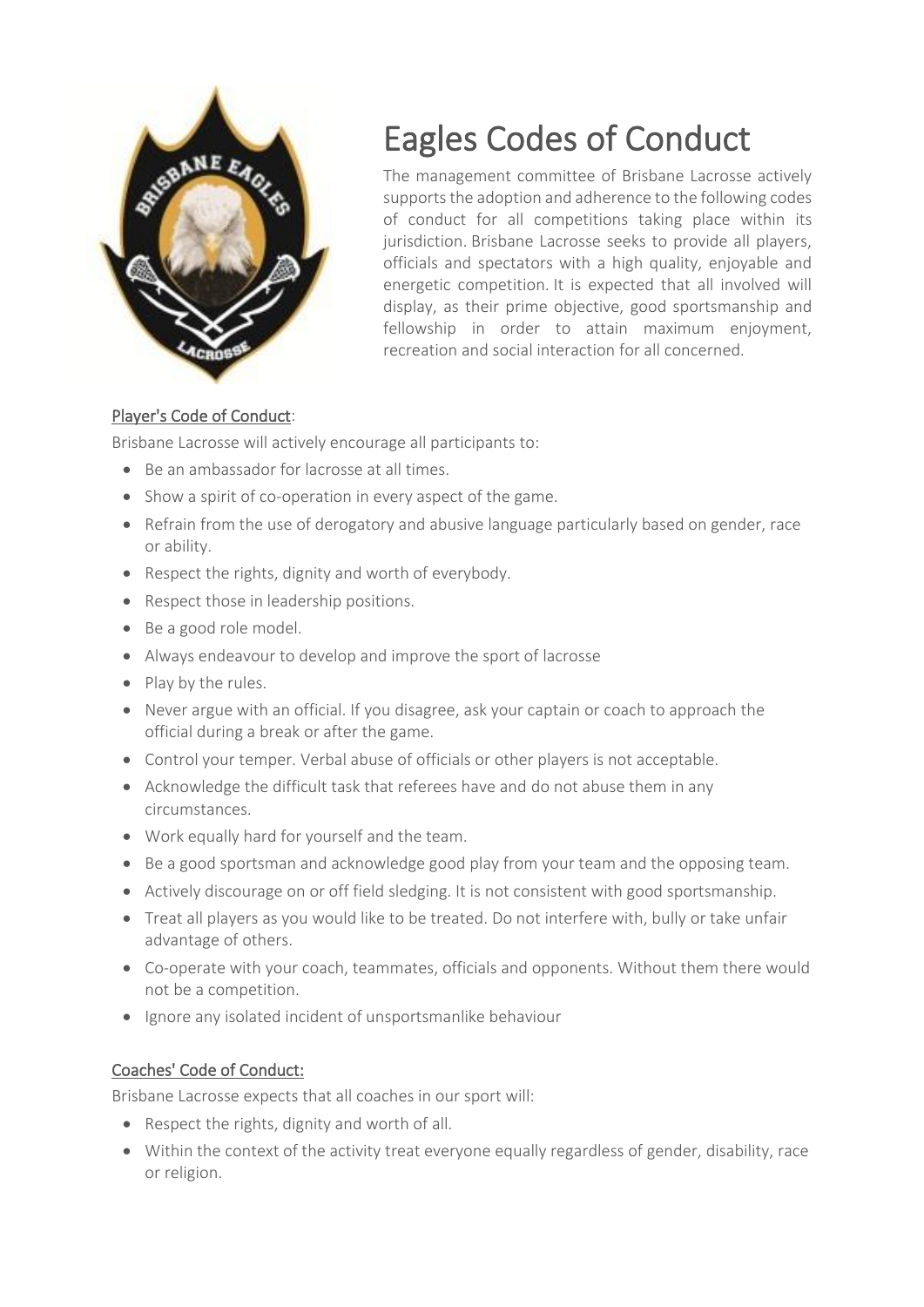# Eagles Codes of Conduct

The management committee of Brisbane Lacrosse actively supports the adoption and adherence to the following codes of conduct for all competitions taking place within its jurisdiction. Brisbane Lacrosse seeks to provide all players, officials and spectators with a high quality, enjoyable and energetic competition. It is expected that all involved will display, as their prime objective, good sportsmanship and fellowship in order to attain maximum enjoyment, recreation and social interaction for all concerned.

## Player's Code of Conduct:

Brisbane Lacrosse will actively encourage all participants to:

- Be an ambassador for lacrosse at all times.
- Show a spirit of co-operation in every aspect of the game.
- Refrain from the use of derogatory and abusive language particularly based on gender, race or ability.
- Respect the rights, dignity and worth of everybody.
- Respect those in leadership positions.
- Be a good role model.
- Always endeavour to develop and improve the sport of lacrosse
- Play by the rules.
- Never argue with an official. If you disagree, ask your captain or coach to approach the official during a break or after the game.
- Control your temper. Verbal abuse of officials or other players is not acceptable.
- Acknowledge the difficult task that referees have and do not abuse them in any circumstances.
- Work equally hard for yourself and the team.
- Be a good sportsman and acknowledge good play from your team and the opposing team.
- Actively discourage on or off field sledging. It is not consistent with good sportsmanship.
- Treat all players as you would like to be treated. Do not interfere with, bully or take unfair advantage of others.
- Co-operate with your coach, teammates, officials and opponents. Without them there would not be a competition.
- Ignore any isolated incident of unsportsmanlike behaviour

## Coaches' Code of Conduct:

Brisbane Lacrosse expects that all coaches in our sport will:

- Respect the rights, dignity and worth of all.
- Within the context of the activity treat everyone equally regardless of gender, disability, race or religion.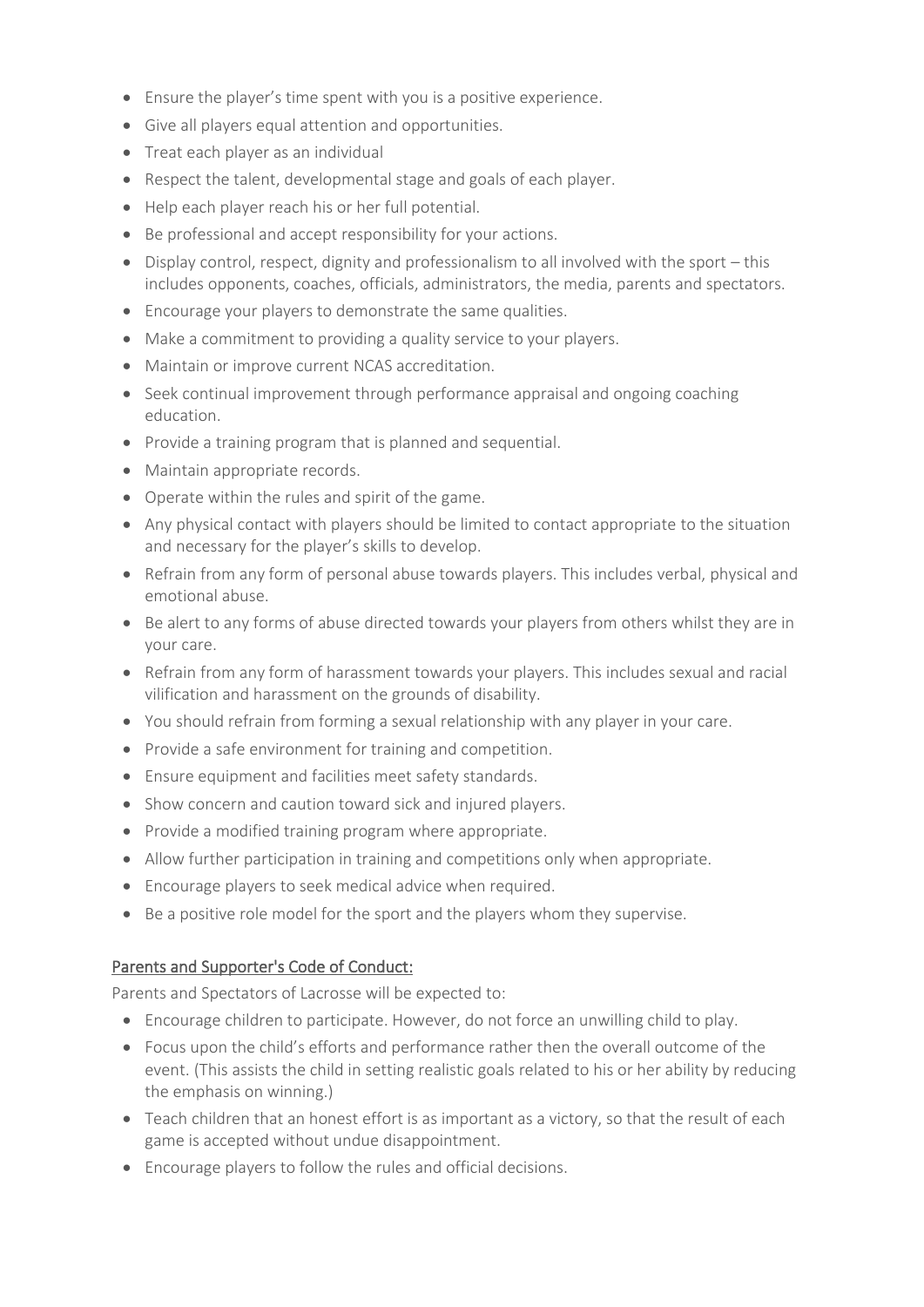- Ensure the player's time spent with you is a positive experience.
- Give all players equal attention and opportunities.
- Treat each player as an individual
- Respect the talent, developmental stage and goals of each player.
- Help each player reach his or her full potential.
- Be professional and accept responsibility for your actions.
- Display control, respect, dignity and professionalism to all involved with the sport – this includes opponents, coaches, officials, administrators, the media, parents and spectators.
- Encourage your players to demonstrate the same qualities.
- Make a commitment to providing a quality service to your players.
- Maintain or improve current NCAS accreditation.
- Seek continual improvement through performance appraisal and ongoing coaching education.
- Provide a training program that is planned and sequential.
- Maintain appropriate records.
- Operate within the rules and spirit of the game.
- Any physical contact with players should be limited to contact appropriate to the situation and necessary for the player's skills to develop.
- Refrain from any form of personal abuse towards players. This includes verbal, physical and emotional abuse.
- Be alert to any forms of abuse directed towards your players from others whilst they are in your care.
- Refrain from any form of harassment towards your players. This includes sexual and racial vilification and harassment on the grounds of disability.
- You should refrain from forming a sexual relationship with any player in your care.
- Provide a safe environment for training and competition.
- Ensure equipment and facilities meet safety standards.
- Show concern and caution toward sick and injured players.
- Provide a modified training program where appropriate.
- Allow further participation in training and competitions only when appropriate.
- Encourage players to seek medical advice when required.
- Be a positive role model for the sport and the players whom they supervise.

## Parents and Supporter's Code of Conduct:

Parents and Spectators of Lacrosse will be expected to:

- Encourage children to participate. However, do not force an unwilling child to play.
- Focus upon the child's efforts and performance rather then the overall outcome of the event. (This assists the child in setting realistic goals related to his or her ability by reducing the emphasis on winning.)
- Teach children that an honest effort is as important as a victory, so that the result of each game is accepted without undue disappointment.
- Encourage players to follow the rules and official decisions.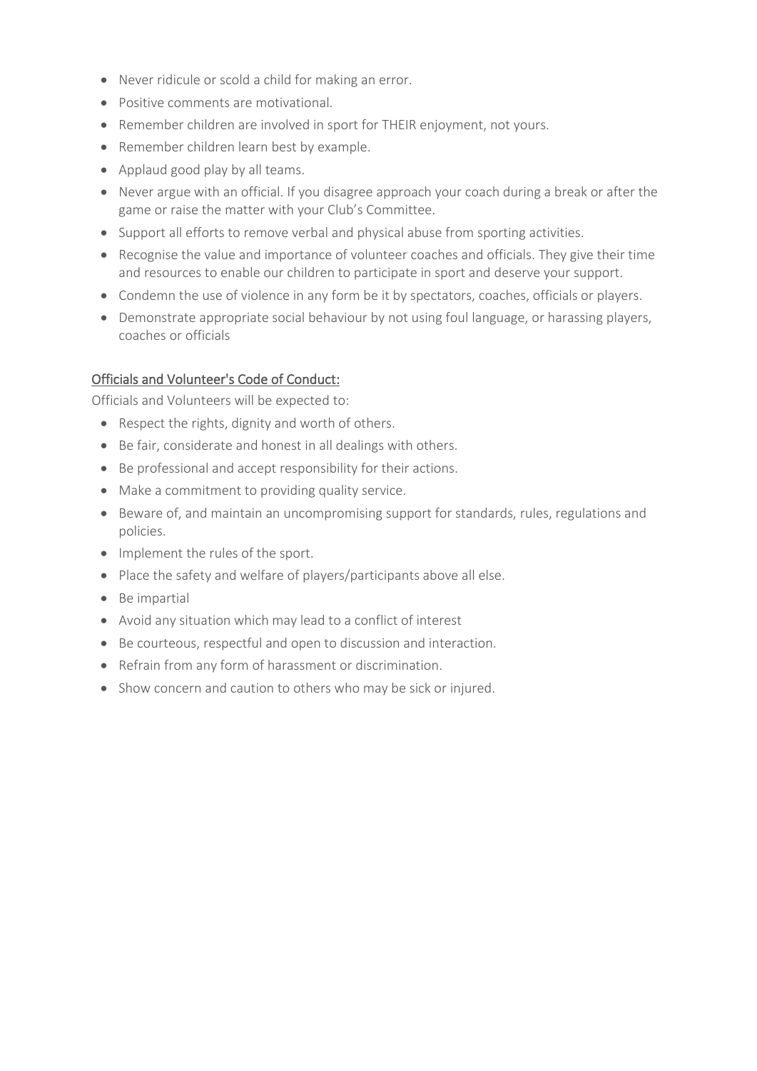- Never ridicule or scold a child for making an error.
- Positive comments are motivational.
- Remember children are involved in sport for THEIR enjoyment, not yours.
- Remember children learn best by example.
- Applaud good play by all teams.
- Never argue with an official. If you disagree approach your coach during a break or after the game or raise the matter with your Club's Committee.
- Support all efforts to remove verbal and physical abuse from sporting activities.
- Recognise the value and importance of volunteer coaches and officials. They give their time and resources to enable our children to participate in sport and deserve your support.
- Condemn the use of violence in any form be it by spectators, coaches, officials or players.
- Demonstrate appropriate social behaviour by not using foul language, or harassing players, coaches or officials

## Officials and Volunteer's Code of Conduct:

Officials and Volunteers will be expected to:

- Respect the rights, dignity and worth of others.
- Be fair, considerate and honest in all dealings with others.
- Be professional and accept responsibility for their actions.
- Make a commitment to providing quality service.
- Beware of, and maintain an uncompromising support for standards, rules, regulations and policies.
- Implement the rules of the sport.
- Place the safety and welfare of players/participants above all else.
- Be impartial
- Avoid any situation which may lead to a conflict of interest
- Be courteous, respectful and open to discussion and interaction.
- Refrain from any form of harassment or discrimination.
- Show concern and caution to others who may be sick or injured.